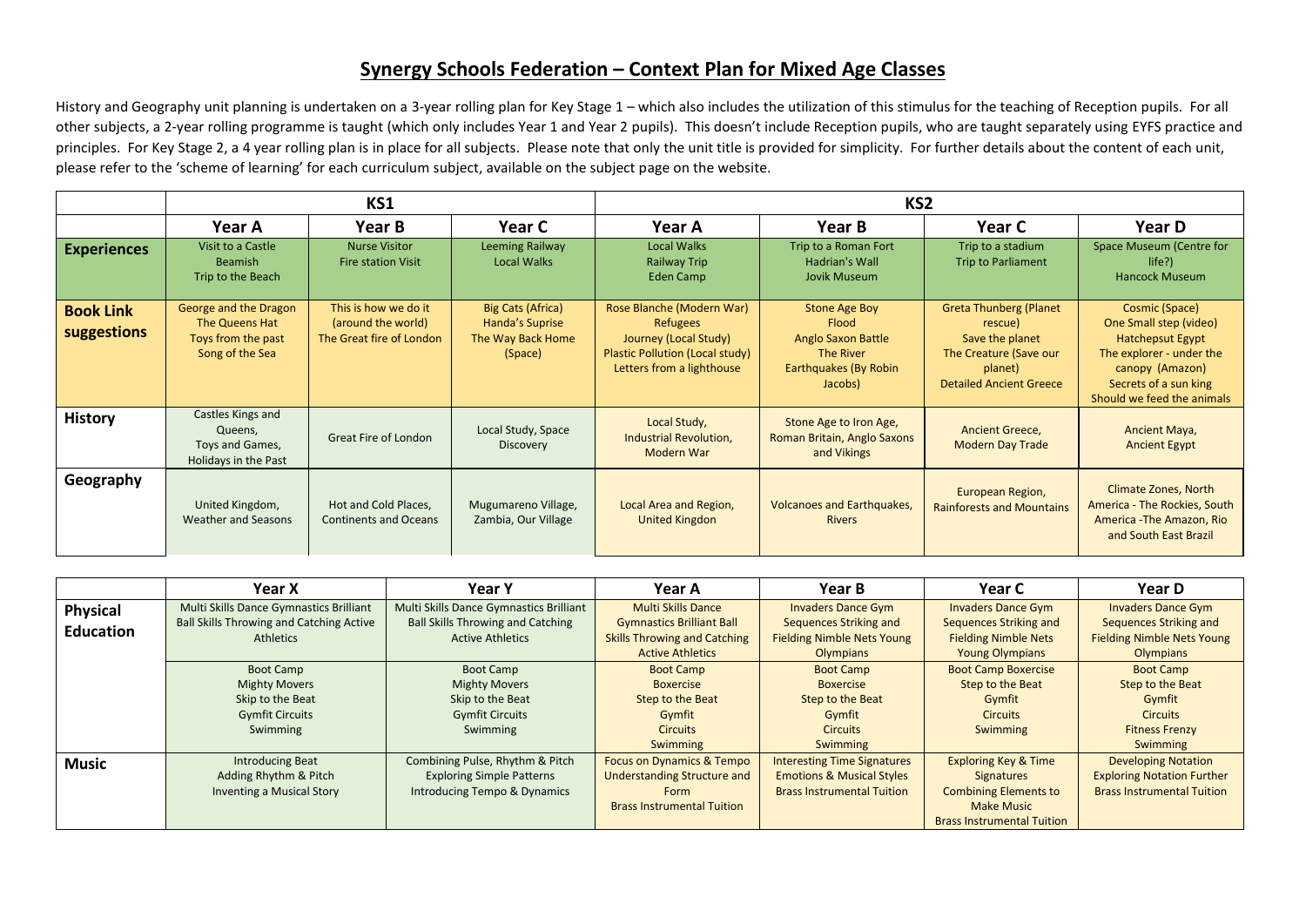# Synergy Schools Federation – Context Plan for Mixed Age Classes

History and Geography unit planning is undertaken on a 3-year rolling plan for Key Stage 1 – which also includes the utilization of this stimulus for the teaching of Reception pupils. For all other subjects, a 2-year rolling programme is taught (which only includes Year 1 and Year 2 pupils). This doesn't include Reception pupils, who are taught separately using EYFS practice and principles. For Key Stage 2, a 4 year rolling plan is in place for all subjects. Please note that only the unit title is provided for simplicity. For further details about the content of each unit, please refer to the 'scheme of learning' for each curriculum subject, available on the subject page on the website.

| | KS1 | | | KS2 | | | |
|---|---|---|---|---|---|---|---|
| | **Year A** | **Year B** | **Year C** | **Year A** | **Year B** | **Year C** | **Year D** |
| **Experiences** | Visit to a Castle<br>Beamish<br>Trip to the Beach | Nurse Visitor<br>Fire station Visit | Leeming Railway<br>Local Walks | Local Walks<br>Railway Trip<br>Eden Camp | Trip to a Roman Fort<br>Hadrian's Wall<br>Jovik Museum | Trip to a stadium<br>Trip to Parliament | Space Museum (Centre for life?)<br>Hancock Museum |
| **Book Link suggestions** | George and the Dragon<br>The Queens Hat<br>Toys from the past<br>Song of the Sea | This is how we do it (around the world)<br>The Great fire of London | Big Cats (Africa)<br>Handa's Suprise<br>The Way Back Home (Space) | Rose Blanche (Modern War)<br>Refugees<br>Journey (Local Study)<br>Plastic Pollution (Local study)<br>Letters from a lighthouse | Stone Age Boy<br>Flood<br>Anglo Saxon Battle<br>The River<br>Earthquakes (By Robin Jacobs) | Greta Thunberg (Planet rescue)<br>Save the planet<br>The Creature (Save our planet)<br>Detailed Ancient Greece | Cosmic (Space)<br>One Small step (video)<br>Hatchepsut Egypt<br>The explorer - under the canopy (Amazon)<br>Secrets of a sun king<br>Should we feed the animals |
| **History** | Castles Kings and Queens,<br>Toys and Games,<br>Holidays in the Past | Great Fire of London | Local Study, Space Discovery | Local Study,<br>Industrial Revolution,<br>Modern War | Stone Age to Iron Age, Roman Britain, Anglo Saxons and Vikings | Ancient Greece,<br>Modern Day Trade | Ancient Maya,<br>Ancient Egypt |
| **Geography** | United Kingdom,<br>Weather and Seasons | Hot and Cold Places,<br>Continents and Oceans | Mugumareno Village, Zambia, Our Village | Local Area and Region, United Kingdon | Volcanoes and Earthquakes, Rivers | European Region, Rainforests and Mountains | Climate Zones, North America - The Rockies, South America -The Amazon, Rio and South East Brazil |

| | **Year X** | **Year Y** | **Year A** | **Year B** | **Year C** | **Year D** |
|---|---|---|---|---|---|---|
| **Physical Education** | Multi Skills Dance Gymnastics Brilliant Ball Skills Throwing and Catching Active Athletics | Multi Skills Dance Gymnastics Brilliant Ball Skills Throwing and Catching Active Athletics | Multi Skills Dance Gymnastics Brilliant Ball Skills Throwing and Catching Active Athletics | Invaders Dance Gym Sequences Striking and Fielding Nimble Nets Young Olympians | Invaders Dance Gym Sequences Striking and Fielding Nimble Nets Young Olympians | Invaders Dance Gym Sequences Striking and Fielding Nimble Nets Young Olympians |
| | Boot Camp<br>Mighty Movers<br>Skip to the Beat<br>Gymfit Circuits<br>Swimming | Boot Camp<br>Mighty Movers<br>Skip to the Beat<br>Gymfit Circuits<br>Swimming | Boot Camp<br>Boxercise<br>Step to the Beat<br>Gymfit<br>Circuits<br>Swimming | Boot Camp<br>Boxercise<br>Step to the Beat<br>Gymfit<br>Circuits<br>Swimming | Boot Camp Boxercise<br>Step to the Beat<br>Gymfit<br>Circuits<br>Swimming | Boot Camp<br>Step to the Beat<br>Gymfit<br>Circuits<br>Fitness Frenzy<br>Swimming |
| **Music** | Introducing Beat<br>Adding Rhythm & Pitch<br>Inventing a Musical Story | Combining Pulse, Rhythm & Pitch<br>Exploring Simple Patterns<br>Introducing Tempo & Dynamics | Focus on Dynamics & Tempo<br>Understanding Structure and Form<br>Brass Instrumental Tuition | Interesting Time Signatures<br>Emotions & Musical Styles<br>Brass Instrumental Tuition | Exploring Key & Time Signatures<br>Combining Elements to Make Music<br>Brass Instrumental Tuition | Developing Notation<br>Exploring Notation Further<br>Brass Instrumental Tuition |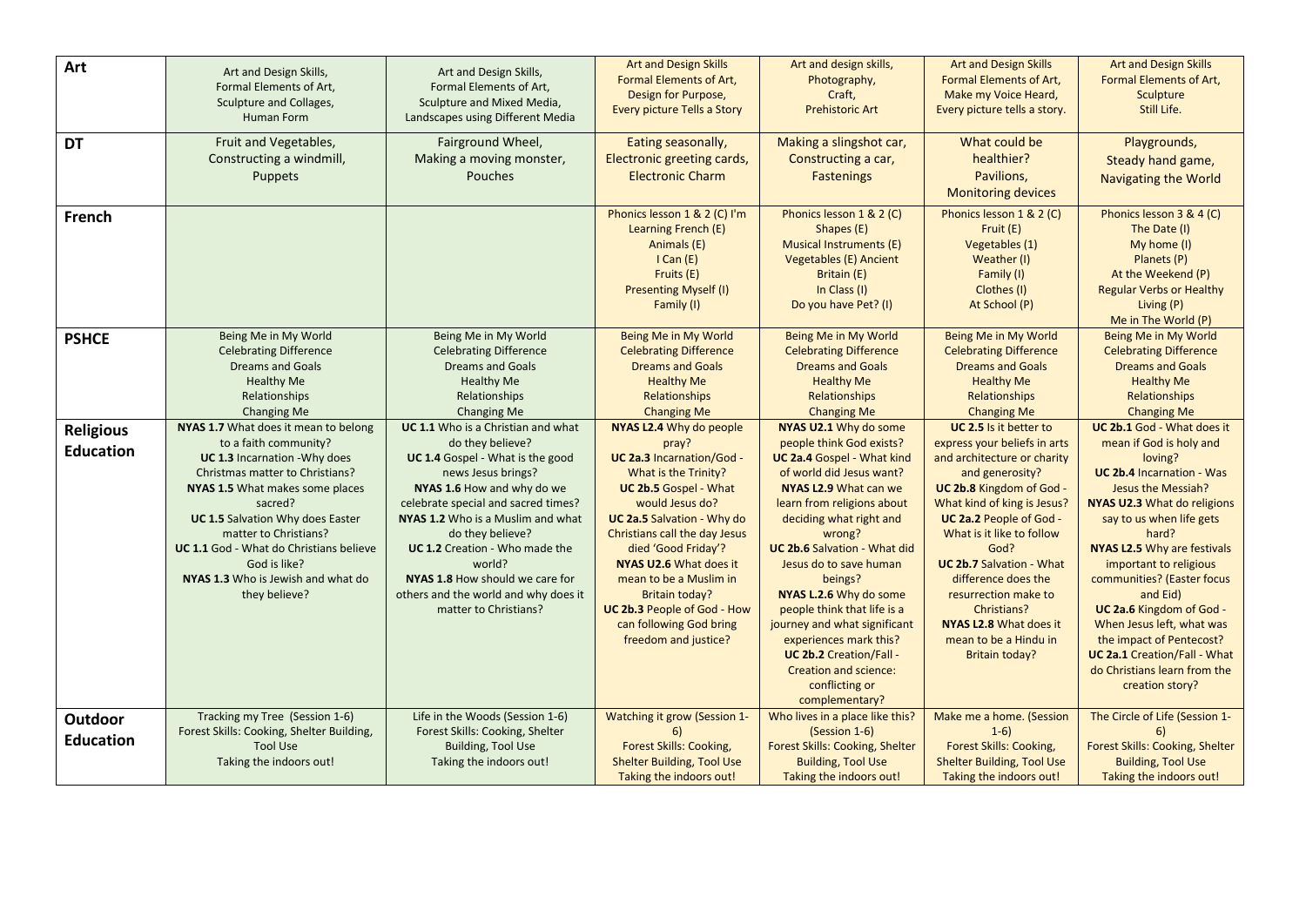| | | | | | | |
|---|---|---|---|---|---|---|
| **Art** | Art and Design Skills, Formal Elements of Art, Sculpture and Collages, Human Form | Art and Design Skills, Formal Elements of Art, Sculpture and Mixed Media, Landscapes using Different Media | Art and Design Skills Formal Elements of Art, Design for Purpose, Every picture Tells a Story | Art and design skills, Photography, Craft, Prehistoric Art | Art and Design Skills Formal Elements of Art, Make my Voice Heard, Every picture tells a story. | Art and Design Skills Formal Elements of Art, Sculpture Still Life. |
| **DT** | Fruit and Vegetables, Constructing a windmill, Puppets | Fairground Wheel, Making a moving monster, Pouches | Eating seasonally, Electronic greeting cards, Electronic Charm | Making a slingshot car, Constructing a car, Fastenings | What could be healthier? Pavilions, Monitoring devices | Playgrounds, Steady hand game, Navigating the World |
| **French** | | | Phonics lesson 1 & 2 (C) I'm Learning French (E) Animals (E) I Can (E) Fruits (E) Presenting Myself (I) Family (I) | Phonics lesson 1 & 2 (C) Shapes (E) Musical Instruments (E) Vegetables (E) Ancient Britain (E) In Class (I) Do you have Pet? (I) | Phonics lesson 1 & 2 (C) Fruit (E) Vegetables (1) Weather (I) Family (I) Clothes (I) At School (P) | Phonics lesson 3 & 4 (C) The Date (I) My home (I) Planets (P) At the Weekend (P) Regular Verbs or Healthy Living (P) Me in The World (P) |
| **PSHCE** | Being Me in My World Celebrating Difference Dreams and Goals Healthy Me Relationships Changing Me | Being Me in My World Celebrating Difference Dreams and Goals Healthy Me Relationships Changing Me | Being Me in My World Celebrating Difference Dreams and Goals Healthy Me Relationships Changing Me | Being Me in My World Celebrating Difference Dreams and Goals Healthy Me Relationships Changing Me | Being Me in My World Celebrating Difference Dreams and Goals Healthy Me Relationships Changing Me | Being Me in My World Celebrating Difference Dreams and Goals Healthy Me Relationships Changing Me |
| **Religious Education** | **NYAS 1.7** What does it mean to belong to a faith community? **UC 1.3** Incarnation -Why does Christmas matter to Christians? **NYAS 1.5** What makes some places sacred? **UC 1.5** Salvation Why does Easter matter to Christians? **UC 1.1** God - What do Christians believe God is like? **NYAS 1.3** Who is Jewish and what do they believe? | **UC 1.1** Who is a Christian and what do they believe? **UC 1.4** Gospel - What is the good news Jesus brings? **NYAS 1.6** How and why do we celebrate special and sacred times? **NYAS 1.2** Who is a Muslim and what do they believe? **UC 1.2** Creation - Who made the world? **NYAS 1.8** How should we care for others and the world and why does it matter to Christians? | **NYAS L2.4** Why do people pray? **UC 2a.3** Incarnation/God - What is the Trinity? **UC 2b.5** Gospel - What would Jesus do? **UC 2a.5** Salvation - Why do Christians call the day Jesus died 'Good Friday'? **NYAS U2.6** What does it mean to be a Muslim in Britain today? **UC 2b.3** People of God - How can following God bring freedom and justice? | **NYAS U2.1** Why do some people think God exists? **UC 2a.4** Gospel - What kind of world did Jesus want? **NYAS L2.9** What can we learn from religions about deciding what right and wrong? **UC 2b.6** Salvation - What did Jesus do to save human beings? **NYAS L.2.6** Why do some people think that life is a journey and what significant experiences mark this? **UC 2b.2** Creation/Fall - Creation and science: conflicting or complementary? | **UC 2.5** Is it better to express your beliefs in arts and architecture or charity and generosity? **UC 2b.8** Kingdom of God - What kind of king is Jesus? **UC 2a.2** People of God - What is it like to follow God? **UC 2b.7** Salvation - What difference does the resurrection make to Christians? **NYAS L2.8** What does it mean to be a Hindu in Britain today? | **UC 2b.1** God - What does it mean if God is holy and loving? **UC 2b.4** Incarnation - Was Jesus the Messiah? **NYAS U2.3** What do religions say to us when life gets hard? **NYAS L2.5** Why are festivals important to religious communities? (Easter focus and Eid) **UC 2a.6** Kingdom of God - When Jesus left, what was the impact of Pentecost? **UC 2a.1** Creation/Fall - What do Christians learn from the creation story? |
| **Outdoor Education** | Tracking my Tree (Session 1-6) Forest Skills: Cooking, Shelter Building, Tool Use Taking the indoors out! | Life in the Woods (Session 1-6) Forest Skills: Cooking, Shelter Building, Tool Use Taking the indoors out! | Watching it grow (Session 1-6) Forest Skills: Cooking, Shelter Building, Tool Use Taking the indoors out! | Who lives in a place like this? (Session 1-6) Forest Skills: Cooking, Shelter Building, Tool Use Taking the indoors out! | Make me a home. (Session 1-6) Forest Skills: Cooking, Shelter Building, Tool Use Taking the indoors out! | The Circle of Life (Session 1-6) Forest Skills: Cooking, Shelter Building, Tool Use Taking the indoors out! |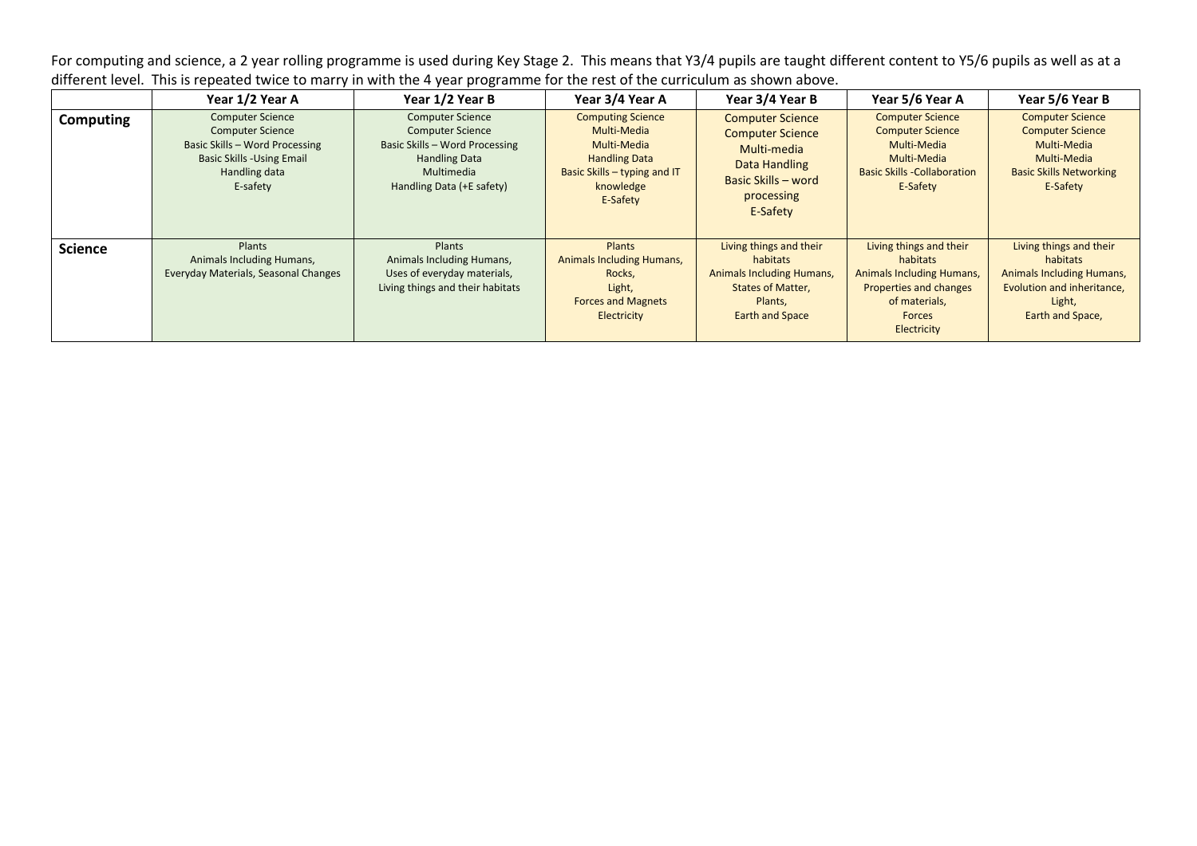For computing and science, a 2 year rolling programme is used during Key Stage 2. This means that Y3/4 pupils are taught different content to Y5/6 pupils as well as at a different level. This is repeated twice to marry in with the 4 year programme for the rest of the curriculum as shown above.

| | Year 1/2 Year A | Year 1/2 Year B | Year 3/4 Year A | Year 3/4 Year B | Year 5/6 Year A | Year 5/6 Year B |
|---|---|---|---|---|---|---|
| **Computing** | Computer Science<br>Computer Science<br>Basic Skills – Word Processing<br>Basic Skills -Using Email<br>Handling data<br>E-safety | Computer Science<br>Computer Science<br>Basic Skills – Word Processing<br>Handling Data<br>Multimedia<br>Handling Data (+E safety) | Computing Science<br>Multi-Media<br>Multi-Media<br>Handling Data<br>Basic Skills – typing and IT knowledge<br>E-Safety | Computer Science<br>Computer Science<br>Multi-media<br>Data Handling<br>Basic Skills – word processing<br>E-Safety | Computer Science<br>Computer Science<br>Multi-Media<br>Multi-Media<br>Basic Skills -Collaboration<br>E-Safety | Computer Science<br>Computer Science<br>Multi-Media<br>Multi-Media<br>Basic Skills Networking<br>E-Safety |
| **Science** | Plants<br>Animals Including Humans,<br>Everyday Materials, Seasonal Changes | Plants<br>Animals Including Humans,<br>Uses of everyday materials,<br>Living things and their habitats | Plants<br>Animals Including Humans,<br>Rocks,<br>Light,<br>Forces and Magnets<br>Electricity | Living things and their habitats<br>Animals Including Humans,<br>States of Matter,<br>Plants,<br>Earth and Space | Living things and their habitats<br>Animals Including Humans,<br>Properties and changes of materials,<br>Forces<br>Electricity | Living things and their habitats<br>Animals Including Humans,<br>Evolution and inheritance,<br>Light,<br>Earth and Space, |